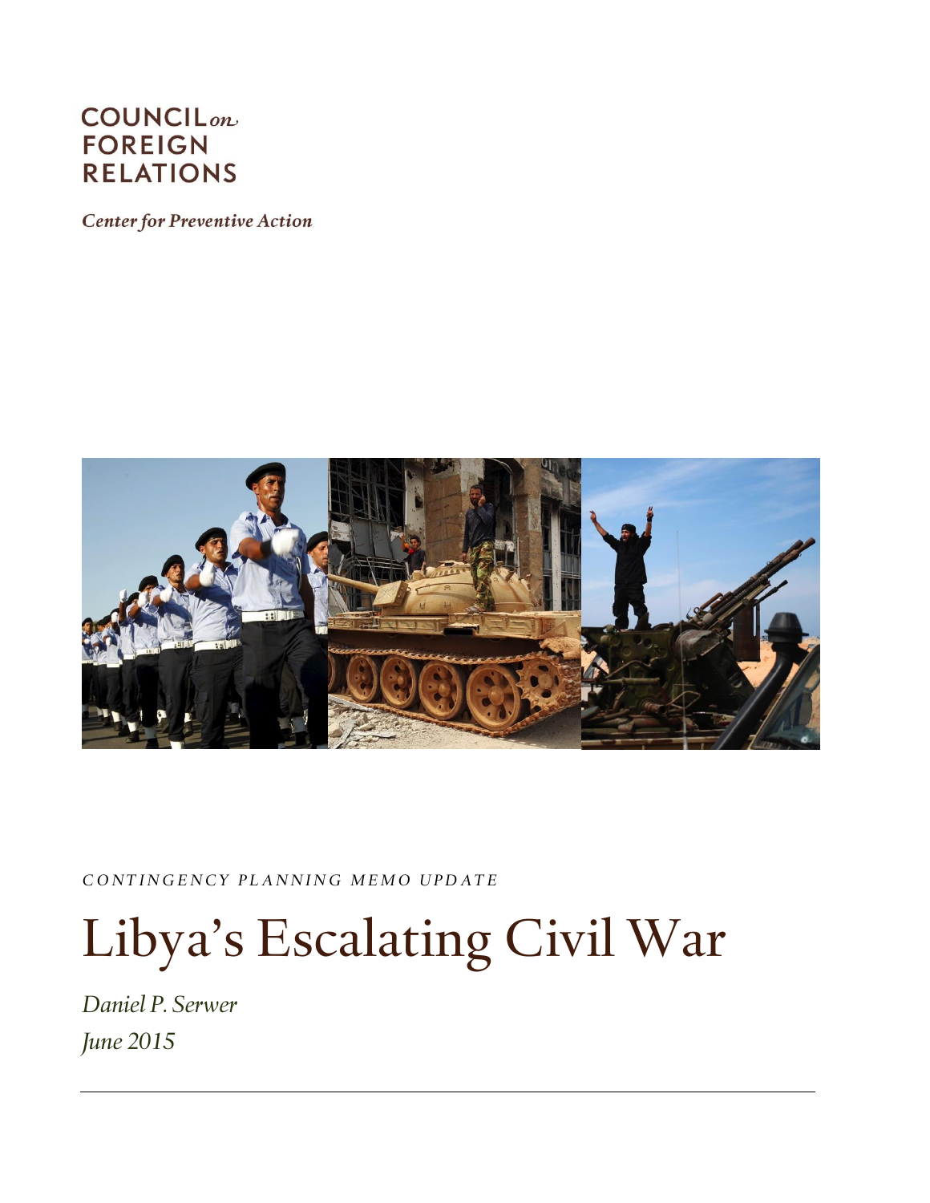COUNCIL *on* FOREIGN RELATIONS

*Center for Preventive Action*

*CONTINGENCY PLANNING MEMO UPDATE*

# Libya's Escalating Civil War

*Daniel P. Serwer*

*June 2015*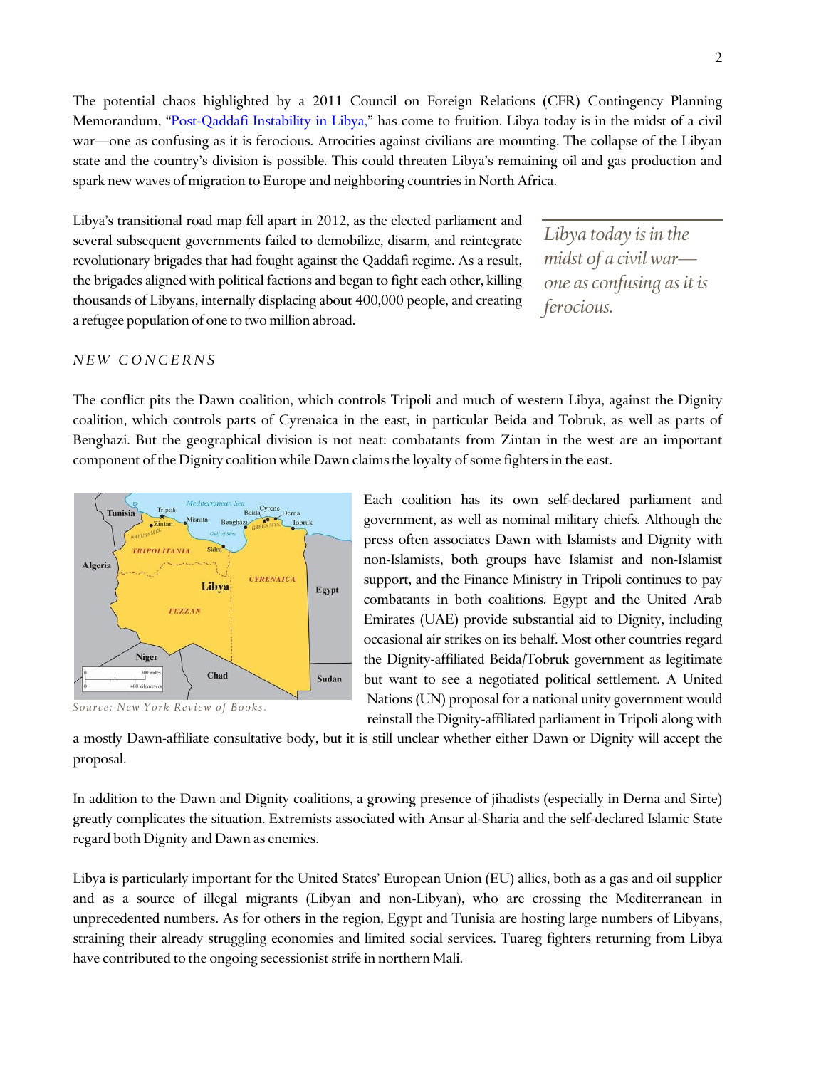The potential chaos highlighted by a 2011 Council on Foreign Relations (CFR) Contingency Planning Memorandum, "Post-Qaddafi Instability in Libya," has come to fruition. Libya today is in the midst of a civil war—one as confusing as it is ferocious. Atrocities against civilians are mounting. The collapse of the Libyan state and the country's division is possible. This could threaten Libya's remaining oil and gas production and spark new waves of migration to Europe and neighboring countries in North Africa.

Libya's transitional road map fell apart in 2012, as the elected parliament and several subsequent governments failed to demobilize, disarm, and reintegrate revolutionary brigades that had fought against the Qaddafi regime. As a result, the brigades aligned with political factions and began to fight each other, killing thousands of Libyans, internally displacing about 400,000 people, and creating a refugee population of one to two million abroad.

> *Libya today is in the midst of a civil war—one as confusing as it is ferocious.*

## *NEW CONCERNS*

The conflict pits the Dawn coalition, which controls Tripoli and much of western Libya, against the Dignity coalition, which controls parts of Cyrenaica in the east, in particular Beida and Tobruk, as well as parts of Benghazi. But the geographical division is not neat: combatants from Zintan in the west are an important component of the Dignity coalition while Dawn claims the loyalty of some fighters in the east.

*Source: New York Review of Books.*

Each coalition has its own self-declared parliament and government, as well as nominal military chiefs. Although the press often associates Dawn with Islamists and Dignity with non-Islamists, both groups have Islamist and non-Islamist support, and the Finance Ministry in Tripoli continues to pay combatants in both coalitions. Egypt and the United Arab Emirates (UAE) provide substantial aid to Dignity, including occasional air strikes on its behalf. Most other countries regard the Dignity-affiliated Beida/Tobruk government as legitimate but want to see a negotiated political settlement. A United Nations (UN) proposal for a national unity government would reinstall the Dignity-affiliated parliament in Tripoli along with a mostly Dawn-affiliate consultative body, but it is still unclear whether either Dawn or Dignity will accept the proposal.

In addition to the Dawn and Dignity coalitions, a growing presence of jihadists (especially in Derna and Sirte) greatly complicates the situation. Extremists associated with Ansar al-Sharia and the self-declared Islamic State regard both Dignity and Dawn as enemies.

Libya is particularly important for the United States' European Union (EU) allies, both as a gas and oil supplier and as a source of illegal migrants (Libyan and non-Libyan), who are crossing the Mediterranean in unprecedented numbers. As for others in the region, Egypt and Tunisia are hosting large numbers of Libyans, straining their already struggling economies and limited social services. Tuareg fighters returning from Libya have contributed to the ongoing secessionist strife in northern Mali.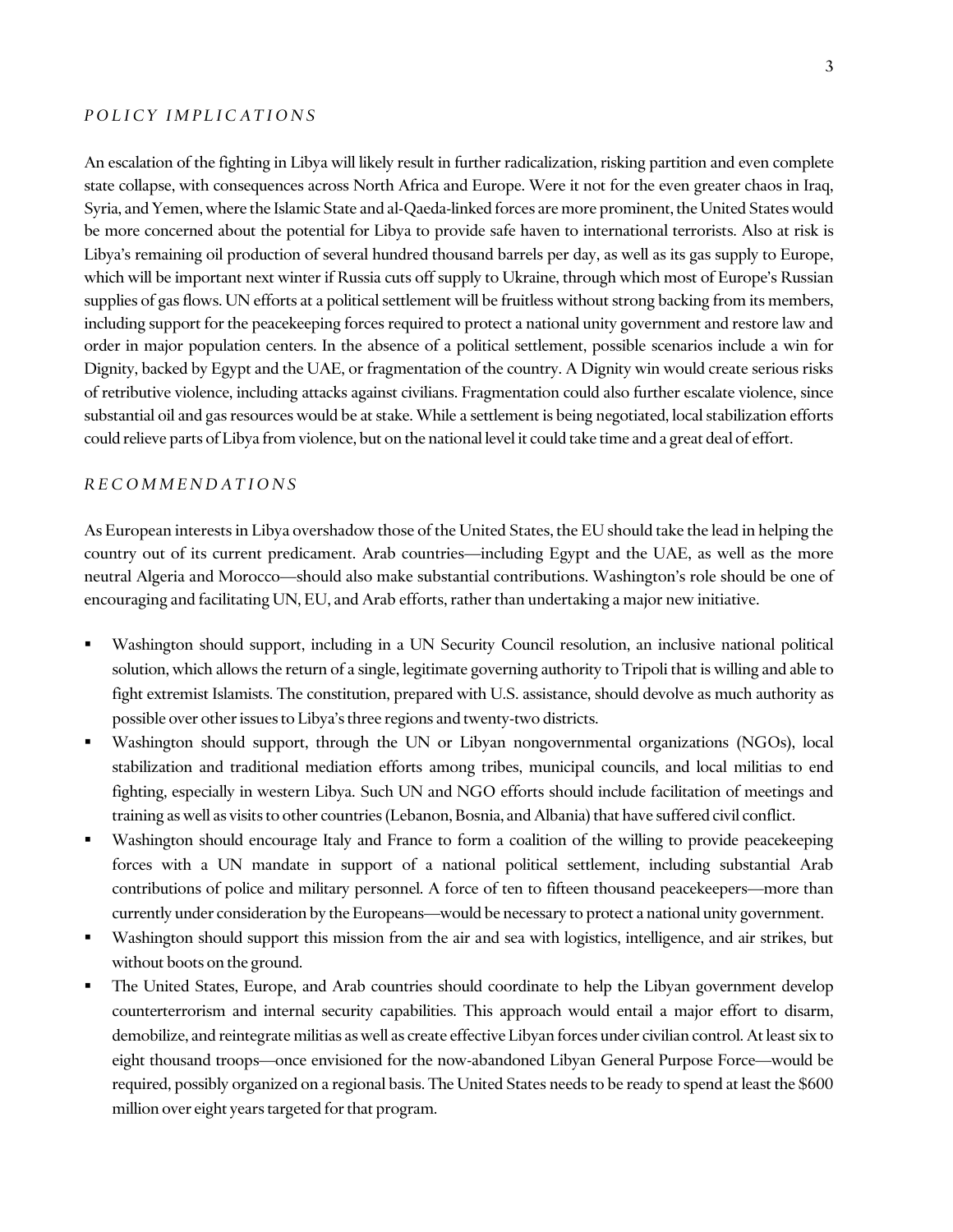## *POLICY IMPLICATIONS*

An escalation of the fighting in Libya will likely result in further radicalization, risking partition and even complete state collapse, with consequences across North Africa and Europe. Were it not for the even greater chaos in Iraq, Syria, and Yemen, where the Islamic State and al-Qaeda-linked forces are more prominent, the United States would be more concerned about the potential for Libya to provide safe haven to international terrorists. Also at risk is Libya's remaining oil production of several hundred thousand barrels per day, as well as its gas supply to Europe, which will be important next winter if Russia cuts off supply to Ukraine, through which most of Europe's Russian supplies of gas flows. UN efforts at a political settlement will be fruitless without strong backing from its members, including support for the peacekeeping forces required to protect a national unity government and restore law and order in major population centers. In the absence of a political settlement, possible scenarios include a win for Dignity, backed by Egypt and the UAE, or fragmentation of the country. A Dignity win would create serious risks of retributive violence, including attacks against civilians. Fragmentation could also further escalate violence, since substantial oil and gas resources would be at stake. While a settlement is being negotiated, local stabilization efforts could relieve parts of Libya from violence, but on the national level it could take time and a great deal of effort.

## *RECOMMENDATIONS*

As European interests in Libya overshadow those of the United States, the EU should take the lead in helping the country out of its current predicament. Arab countries—including Egypt and the UAE, as well as the more neutral Algeria and Morocco—should also make substantial contributions. Washington's role should be one of encouraging and facilitating UN, EU, and Arab efforts, rather than undertaking a major new initiative.

- Washington should support, including in a UN Security Council resolution, an inclusive national political solution, which allows the return of a single, legitimate governing authority to Tripoli that is willing and able to fight extremist Islamists. The constitution, prepared with U.S. assistance, should devolve as much authority as possible over other issues to Libya's three regions and twenty-two districts.
- Washington should support, through the UN or Libyan nongovernmental organizations (NGOs), local stabilization and traditional mediation efforts among tribes, municipal councils, and local militias to end fighting, especially in western Libya. Such UN and NGO efforts should include facilitation of meetings and training as well as visits to other countries (Lebanon, Bosnia, and Albania) that have suffered civil conflict.
- Washington should encourage Italy and France to form a coalition of the willing to provide peacekeeping forces with a UN mandate in support of a national political settlement, including substantial Arab contributions of police and military personnel. A force of ten to fifteen thousand peacekeepers—more than currently under consideration by the Europeans—would be necessary to protect a national unity government.
- Washington should support this mission from the air and sea with logistics, intelligence, and air strikes, but without boots on the ground.
- The United States, Europe, and Arab countries should coordinate to help the Libyan government develop counterterrorism and internal security capabilities. This approach would entail a major effort to disarm, demobilize, and reintegrate militias as well as create effective Libyan forces under civilian control. At least six to eight thousand troops—once envisioned for the now-abandoned Libyan General Purpose Force—would be required, possibly organized on a regional basis. The United States needs to be ready to spend at least the $600 million over eight years targeted for that program.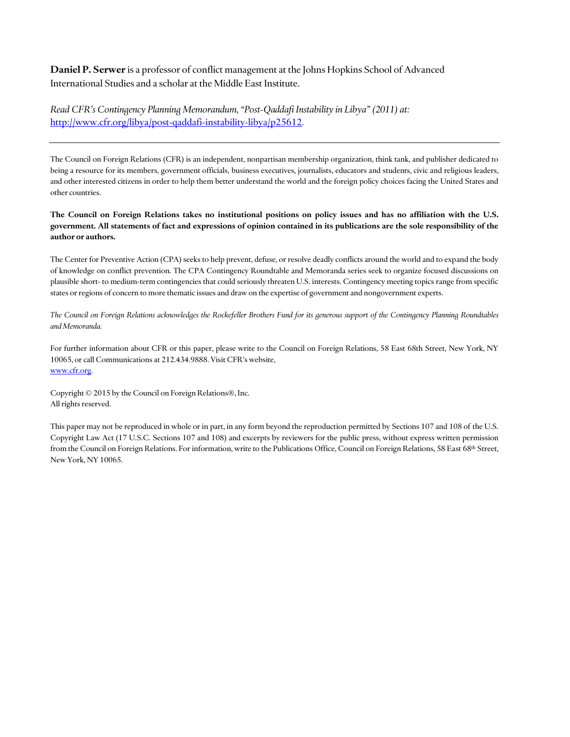**Daniel P. Serwer** is a professor of conflict management at the Johns Hopkins School of Advanced International Studies and a scholar at the Middle East Institute.

*Read CFR's Contingency Planning Memorandum, "Post-Qaddafi Instability in Libya" (2011) at:* [http://www.cfr.org/libya/post-qaddafi-instability-libya/p25612](http://www.cfr.org/libya/post-qaddafi-instability-libya/p25612).

---

The Council on Foreign Relations (CFR) is an independent, nonpartisan membership organization, think tank, and publisher dedicated to being a resource for its members, government officials, business executives, journalists, educators and students, civic and religious leaders, and other interested citizens in order to help them better understand the world and the foreign policy choices facing the United States and other countries.

**The Council on Foreign Relations takes no institutional positions on policy issues and has no affiliation with the U.S. government. All statements of fact and expressions of opinion contained in its publications are the sole responsibility of the author or authors.**

The Center for Preventive Action (CPA) seeks to help prevent, defuse, or resolve deadly conflicts around the world and to expand the body of knowledge on conflict prevention. The CPA Contingency Roundtable and Memoranda series seek to organize focused discussions on plausible short- to medium-term contingencies that could seriously threaten U.S. interests. Contingency meeting topics range from specific states or regions of concern to more thematic issues and draw on the expertise of government and nongovernment experts.

*The Council on Foreign Relations acknowledges the Rockefeller Brothers Fund for its generous support of the Contingency Planning Roundtables and Memoranda.*

For further information about CFR or this paper, please write to the Council on Foreign Relations, 58 East 68th Street, New York, NY 10065, or call Communications at 212.434.9888. Visit CFR's website, [www.cfr.org](http://www.cfr.org).

Copyright © 2015 by the Council on Foreign Relations®, Inc.
All rights reserved.

This paper may not be reproduced in whole or in part, in any form beyond the reproduction permitted by Sections 107 and 108 of the U.S. Copyright Law Act (17 U.S.C. Sections 107 and 108) and excerpts by reviewers for the public press, without express written permission from the Council on Foreign Relations. For information, write to the Publications Office, Council on Foreign Relations, 58 East 68th Street, New York, NY 10065.